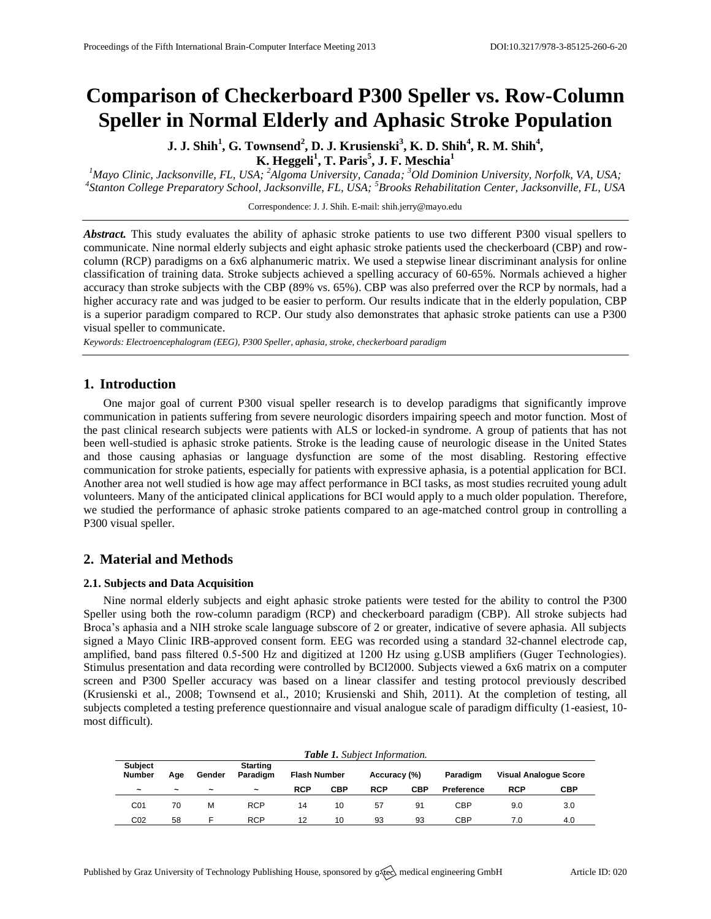# Comparison of Checkerboard P300 Speller vs. Row-Column Speller in Normal Elderly and Aphasic Stroke Population

**J. J. Shih[1], G. Townsend[2], D. J. Krusienski[3], K. D. Shih[4], R. M. Shih[4], K. Heggeli[1], T. Paris[5], J. F. Meschia[1]**

*[1]Mayo Clinic, Jacksonville, FL, USA; [2]Algoma University, Canada; [3]Old Dominion University, Norfolk, VA, USA; [4]Stanton College Preparatory School, Jacksonville, FL, USA; [5]Brooks Rehabilitation Center, Jacksonville, FL, USA*

Correspondence: J. J. Shih. E-mail: shih.jerry@mayo.edu

***Abstract.*** This study evaluates the ability of aphasic stroke patients to use two different P300 visual spellers to communicate. Nine normal elderly subjects and eight aphasic stroke patients used the checkerboard (CBP) and row-column (RCP) paradigms on a 6x6 alphanumeric matrix. We used a stepwise linear discriminant analysis for online classification of training data. Stroke subjects achieved a spelling accuracy of 60-65%. Normals achieved a higher accuracy than stroke subjects with the CBP (89% vs. 65%). CBP was also preferred over the RCP by normals, had a higher accuracy rate and was judged to be easier to perform. Our results indicate that in the elderly population, CBP is a superior paradigm compared to RCP. Our study also demonstrates that aphasic stroke patients can use a P300 visual speller to communicate.

*Keywords: Electroencephalogram (EEG), P300 Speller, aphasia, stroke, checkerboard paradigm*

## 1. Introduction

One major goal of current P300 visual speller research is to develop paradigms that significantly improve communication in patients suffering from severe neurologic disorders impairing speech and motor function. Most of the past clinical research subjects were patients with ALS or locked-in syndrome. A group of patients that has not been well-studied is aphasic stroke patients. Stroke is the leading cause of neurologic disease in the United States and those causing aphasias or language dysfunction are some of the most disabling. Restoring effective communication for stroke patients, especially for patients with expressive aphasia, is a potential application for BCI. Another area not well studied is how age may affect performance in BCI tasks, as most studies recruited young adult volunteers. Many of the anticipated clinical applications for BCI would apply to a much older population. Therefore, we studied the performance of aphasic stroke patients compared to an age-matched control group in controlling a P300 visual speller.

## 2. Material and Methods

### 2.1. Subjects and Data Acquisition

Nine normal elderly subjects and eight aphasic stroke patients were tested for the ability to control the P300 Speller using both the row-column paradigm (RCP) and checkerboard paradigm (CBP). All stroke subjects had Broca's aphasia and a NIH stroke scale language subscore of 2 or greater, indicative of severe aphasia. All subjects signed a Mayo Clinic IRB-approved consent form. EEG was recorded using a standard 32-channel electrode cap, amplified, band pass filtered 0.5-500 Hz and digitized at 1200 Hz using g.USB amplifiers (Guger Technologies). Stimulus presentation and data recording were controlled by BCI2000. Subjects viewed a 6x6 matrix on a computer screen and P300 Speller accuracy was based on a linear classifer and testing protocol previously described (Krusienski et al., 2008; Townsend et al., 2010; Krusienski and Shih, 2011). At the completion of testing, all subjects completed a testing preference questionnaire and visual analogue scale of paradigm difficulty (1-easiest, 10-most difficult).

***Table 1.*** *Subject Information.*

| Subject Number | Age | Gender | Starting Paradigm | Flash Number | | Accuracy (%) | | Paradigm | Visual Analogue Score | |
|---|---|---|---|---|---|---|---|---|---|---|
| ~ | ~ | ~ | ~ | RCP | CBP | RCP | CBP | Preference | RCP | CBP |
| C01 | 70 | M | RCP | 14 | 10 | 57 | 91 | CBP | 9.0 | 3.0 |
| C02 | 58 | F | RCP | 12 | 10 | 93 | 93 | CBP | 7.0 | 4.0 |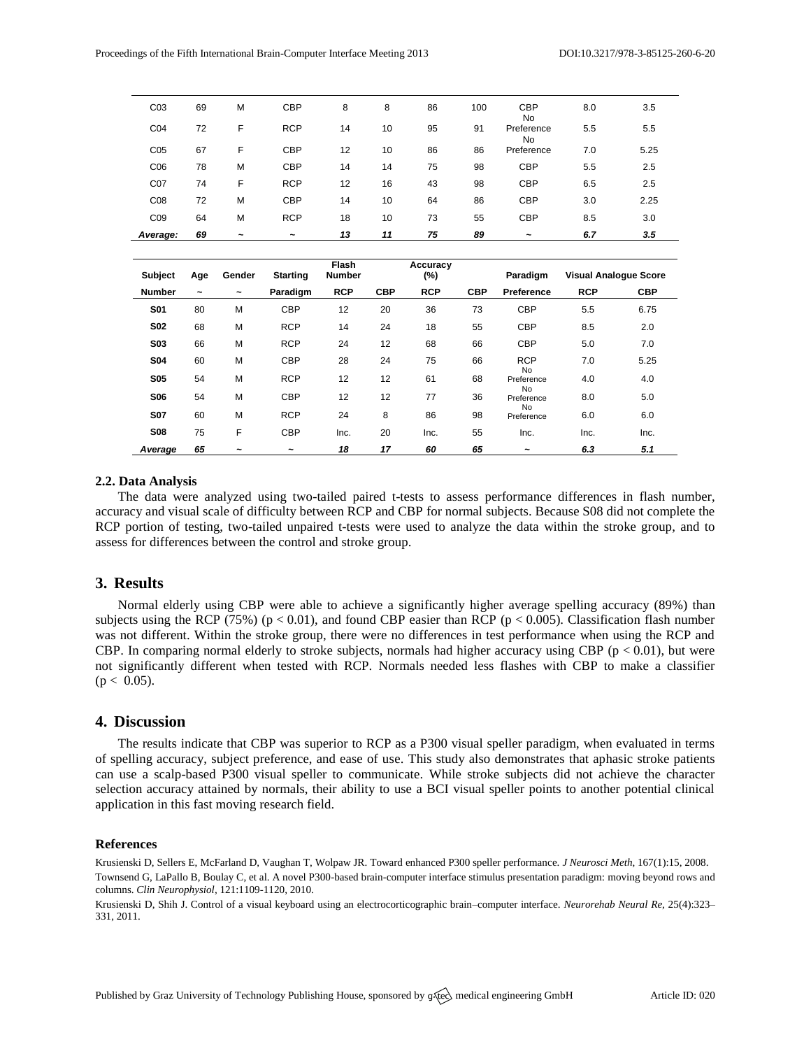| | | | | | | | | | | |
|---|---|---|---|---|---|---|---|---|---|---|
| C03 | 69 | M | CBP | 8 | 8 | 86 | 100 | CBP | 8.0 | 3.5 |
| C04 | 72 | F | RCP | 14 | 10 | 95 | 91 | No Preference | 5.5 | 5.5 |
| C05 | 67 | F | CBP | 12 | 10 | 86 | 86 | No Preference | 7.0 | 5.25 |
| C06 | 78 | M | CBP | 14 | 14 | 75 | 98 | CBP | 5.5 | 2.5 |
| C07 | 74 | F | RCP | 12 | 16 | 43 | 98 | CBP | 6.5 | 2.5 |
| C08 | 72 | M | CBP | 14 | 10 | 64 | 86 | CBP | 3.0 | 2.25 |
| C09 | 64 | M | RCP | 18 | 10 | 73 | 55 | CBP | 8.5 | 3.0 |
| ***Average:*** | ***69*** | ***~*** | ***~*** | ***13*** | ***11*** | ***75*** | ***89*** | ***~*** | ***6.7*** | ***3.5*** |

| **Subject** | **Age** | **Gender** | **Starting** | **Flash Number** | | **Accuracy (%)** | | **Paradigm** | **Visual Analogue Score** | |
|---|---|---|---|---|---|---|---|---|---|---|
| **Number** | **~** | **~** | **Paradigm** | **RCP** | **CBP** | **RCP** | **CBP** | **Preference** | **RCP** | **CBP** |
| **S01** | 80 | M | CBP | 12 | 20 | 36 | 73 | CBP | 5.5 | 6.75 |
| **S02** | 68 | M | RCP | 14 | 24 | 18 | 55 | CBP | 8.5 | 2.0 |
| **S03** | 66 | M | RCP | 24 | 12 | 68 | 66 | CBP | 5.0 | 7.0 |
| **S04** | 60 | M | CBP | 28 | 24 | 75 | 66 | RCP | 7.0 | 5.25 |
| **S05** | 54 | M | RCP | 12 | 12 | 61 | 68 | No Preference | 4.0 | 4.0 |
| **S06** | 54 | M | CBP | 12 | 12 | 77 | 36 | No Preference | 8.0 | 5.0 |
| **S07** | 60 | M | RCP | 24 | 8 | 86 | 98 | No Preference | 6.0 | 6.0 |
| **S08** | 75 | F | CBP | Inc. | 20 | Inc. | 55 | Inc. | Inc. | Inc. |
| ***Average*** | ***65*** | ***~*** | ***~*** | ***18*** | ***17*** | ***60*** | ***65*** | ***~*** | ***6.3*** | ***5.1*** |

### 2.2. Data Analysis

The data were analyzed using two-tailed paired t-tests to assess performance differences in flash number, accuracy and visual scale of difficulty between RCP and CBP for normal subjects. Because S08 did not complete the RCP portion of testing, two-tailed unpaired t-tests were used to analyze the data within the stroke group, and to assess for differences between the control and stroke group.

## 3. Results

Normal elderly using CBP were able to achieve a significantly higher average spelling accuracy (89%) than subjects using the RCP (75%) ($p < 0.01$), and found CBP easier than RCP ($p < 0.005$). Classification flash number was not different. Within the stroke group, there were no differences in test performance when using the RCP and CBP. In comparing normal elderly to stroke subjects, normals had higher accuracy using CBP ($p < 0.01$), but were not significantly different when tested with RCP. Normals needed less flashes with CBP to make a classifier ($p < 0.05$).

## 4. Discussion

The results indicate that CBP was superior to RCP as a P300 visual speller paradigm, when evaluated in terms of spelling accuracy, subject preference, and ease of use. This study also demonstrates that aphasic stroke patients can use a scalp-based P300 visual speller to communicate. While stroke subjects did not achieve the character selection accuracy attained by normals, their ability to use a BCI visual speller points to another potential clinical application in this fast moving research field.

### References

Krusienski D, Sellers E, McFarland D, Vaughan T, Wolpaw JR. Toward enhanced P300 speller performance. *J Neurosci Meth*, 167(1):15, 2008.

Townsend G, LaPallo B, Boulay C, et al. A novel P300-based brain-computer interface stimulus presentation paradigm: moving beyond rows and columns. *Clin Neurophysiol*, 121:1109-1120, 2010.

Krusienski D, Shih J. Control of a visual keyboard using an electrocorticographic brain–computer interface. *Neurorehab Neural Re*, 25(4):323–331, 2011.